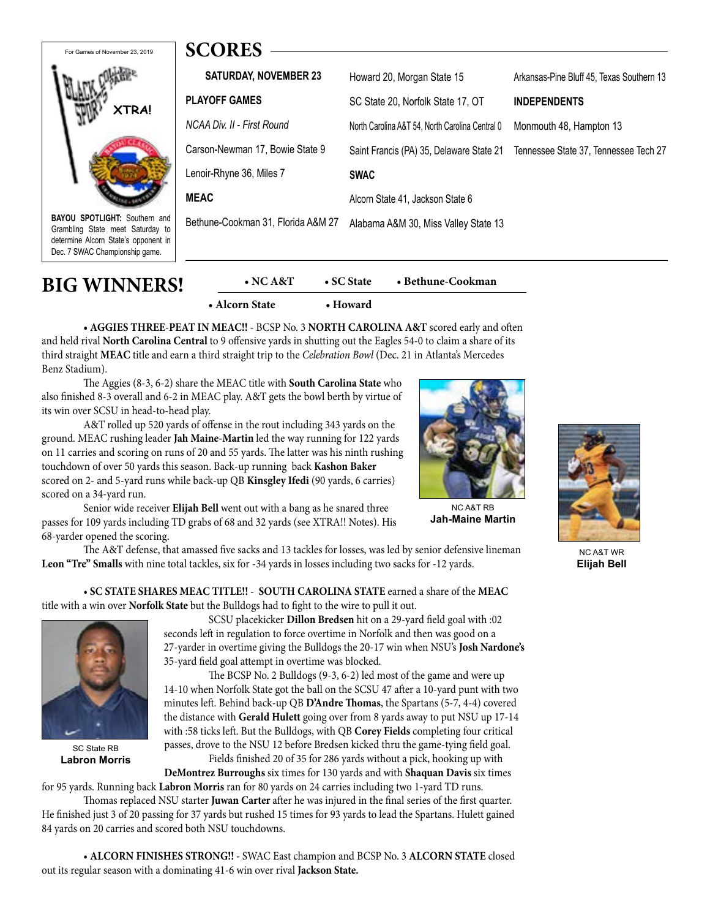For Games of November 23, 2019

BLACK COLLEGE SPORTS PAGE XTRA!

**BAYOU SPOTLIGHT:** Southern and Grambling State meet Saturday to determine Alcorn State's opponent in Dec. 7 SWAC Championship game.

# SCORES

**SATURDAY, NOVEMBER 23**

**PLAYOFF GAMES**

*NCAA Div. II - First Round*

Carson-Newman 17, Bowie State 9

Lenoir-Rhyne 36, Miles 7

**MEAC**

Bethune-Cookman 31, Florida A&M 27

Howard 20, Morgan State 15

SC State 20, Norfolk State 17, OT

North Carolina A&T 54, North Carolina Central 0

Saint Francis (PA) 35, Delaware State 21

**SWAC**

Alcorn State 41, Jackson State 6

Alabama A&M 30, Miss Valley State 13

Arkansas-Pine Bluff 45, Texas Southern 13

**INDEPENDENTS**

Monmouth 48, Hampton 13

Tennessee State 37, Tennessee Tech 27

# BIG WINNERS!

• NC A&T • SC State • Bethune-Cookman • Alcorn State • Howard

**• AGGIES THREE-PEAT IN MEAC!!** - BCSP No. 3 **NORTH CAROLINA A&T** scored early and often and held rival **North Carolina Central** to 9 offensive yards in shutting out the Eagles 54-0 to claim a share of its third straight **MEAC** title and earn a third straight trip to the *Celebration Bowl* (Dec. 21 in Atlanta's Mercedes Benz Stadium).

The Aggies (8-3, 6-2) share the MEAC title with **South Carolina State** who also finished 8-3 overall and 6-2 in MEAC play. A&T gets the bowl berth by virtue of its win over SCSU in head-to-head play.

A&T rolled up 520 yards of offense in the rout including 343 yards on the ground. MEAC rushing leader **Jah Maine-Martin** led the way running for 122 yards on 11 carries and scoring on runs of 20 and 55 yards. The latter was his ninth rushing touchdown of over 50 yards this season. Back-up running back **Kashon Baker** scored on 2- and 5-yard runs while back-up QB **Kinsgley Ifedi** (90 yards, 6 carries) scored on a 34-yard run.

NC A&T RB
**Jah-Maine Martin**

NC A&T WR
**Elijah Bell**

Senior wide receiver **Elijah Bell** went out with a bang as he snared three passes for 109 yards including TD grabs of 68 and 32 yards (see XTRA!! Notes). His 68-yarder opened the scoring.

The A&T defense, that amassed five sacks and 13 tackles for losses, was led by senior defensive lineman **Leon "Tre" Smalls** with nine total tackles, six for -34 yards in losses including two sacks for -12 yards.

**• SC STATE SHARES MEAC TITLE!!** - **SOUTH CAROLINA STATE** earned a share of the **MEAC** title with a win over **Norfolk State** but the Bulldogs had to fight to the wire to pull it out.

SC State RB
**Labron Morris**

SCSU placekicker **Dillon Bredsen** hit on a 29-yard field goal with :02 seconds left in regulation to force overtime in Norfolk and then was good on a 27-yarder in overtime giving the Bulldogs the 20-17 win when NSU's **Josh Nardone's** 35-yard field goal attempt in overtime was blocked.

The BCSP No. 2 Bulldogs (9-3, 6-2) led most of the game and were up 14-10 when Norfolk State got the ball on the SCSU 47 after a 10-yard punt with two minutes left. Behind back-up QB **D'Andre Thomas**, the Spartans (5-7, 4-4) covered the distance with **Gerald Hulett** going over from 8 yards away to put NSU up 17-14 with :58 ticks left. But the Bulldogs, with QB **Corey Fields** completing four critical passes, drove to the NSU 12 before Bredsen kicked thru the game-tying field goal.

Fields finished 20 of 35 for 286 yards without a pick, hooking up with **DeMontrez Burroughs** six times for 130 yards and with **Shaquan Davis** six times for 95 yards. Running back **Labron Morris** ran for 80 yards on 24 carries including two 1-yard TD runs.

Thomas replaced NSU starter **Juwan Carter** after he was injured in the final series of the first quarter. He finished just 3 of 20 passing for 37 yards but rushed 15 times for 93 yards to lead the Spartans. Hulett gained 84 yards on 20 carries and scored both NSU touchdowns.

**• ALCORN FINISHES STRONG!!** - SWAC East champion and BCSP No. 3 **ALCORN STATE** closed out its regular season with a dominating 41-6 win over rival **Jackson State.**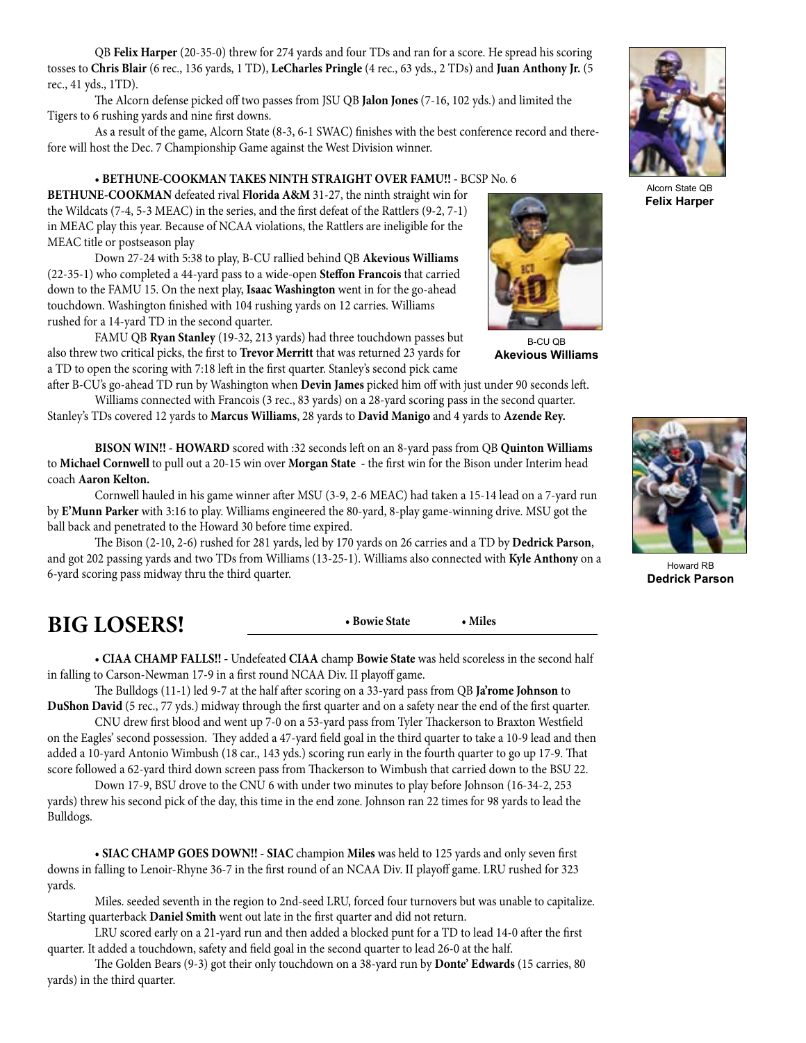QB **Felix Harper** (20-35-0) threw for 274 yards and four TDs and ran for a score. He spread his scoring tosses to **Chris Blair** (6 rec., 136 yards, 1 TD), **LeCharles Pringle** (4 rec., 63 yds., 2 TDs) and **Juan Anthony Jr.** (5 rec., 41 yds., 1TD).

The Alcorn defense picked off two passes from JSU QB **Jalon Jones** (7-16, 102 yds.) and limited the Tigers to 6 rushing yards and nine first downs.

As a result of the game, Alcorn State (8-3, 6-1 SWAC) finishes with the best conference record and therefore will host the Dec. 7 Championship Game against the West Division winner.

Alcorn State QB
**Felix Harper**

**• BETHUNE-COOKMAN TAKES NINTH STRAIGHT OVER FAMU!!** - BCSP No. 6 **BETHUNE-COOKMAN** defeated rival **Florida A&M** 31-27, the ninth straight win for the Wildcats (7-4, 5-3 MEAC) in the series, and the first defeat of the Rattlers (9-2, 7-1) in MEAC play this year. Because of NCAA violations, the Rattlers are ineligible for the MEAC title or postseason play

Down 27-24 with 5:38 to play, B-CU rallied behind QB **Akevious Williams** (22-35-1) who completed a 44-yard pass to a wide-open **Steffon Francois** that carried down to the FAMU 15. On the next play, **Isaac Washington** went in for the go-ahead touchdown. Washington finished with 104 rushing yards on 12 carries. Williams rushed for a 14-yard TD in the second quarter.

FAMU QB **Ryan Stanley** (19-32, 213 yards) had three touchdown passes but also threw two critical picks, the first to **Trevor Merritt** that was returned 23 yards for a TD to open the scoring with 7:18 left in the first quarter. Stanley's second pick came after B-CU's go-ahead TD run by Washington when **Devin James** picked him off with just under 90 seconds left.

Williams connected with Francois (3 rec., 83 yards) on a 28-yard scoring pass in the second quarter. Stanley's TDs covered 12 yards to **Marcus Williams**, 28 yards to **David Manigo** and 4 yards to **Azende Rey.**

B-CU QB
**Akevious Williams**

**BISON WIN!!** - **HOWARD** scored with :32 seconds left on an 8-yard pass from QB **Quinton Williams** to **Michael Cornwell** to pull out a 20-15 win over **Morgan State** - the first win for the Bison under Interim head coach **Aaron Kelton.**

Cornwell hauled in his game winner after MSU (3-9, 2-6 MEAC) had taken a 15-14 lead on a 7-yard run by **E'Munn Parker** with 3:16 to play. Williams engineered the 80-yard, 8-play game-winning drive. MSU got the ball back and penetrated to the Howard 30 before time expired.

The Bison (2-10, 2-6) rushed for 281 yards, led by 170 yards on 26 carries and a TD by **Dedrick Parson**, and got 202 passing yards and two TDs from Williams (13-25-1). Williams also connected with **Kyle Anthony** on a 6-yard scoring pass midway thru the third quarter.

Howard RB
**Dedrick Parson**

# BIG LOSERS!

**• Bowie State** **• Miles**

**• CIAA CHAMP FALLS!!** - Undefeated **CIAA** champ **Bowie State** was held scoreless in the second half in falling to Carson-Newman 17-9 in a first round NCAA Div. II playoff game.

The Bulldogs (11-1) led 9-7 at the half after scoring on a 33-yard pass from QB **Ja'rome Johnson** to **DuShon David** (5 rec., 77 yds.) midway through the first quarter and on a safety near the end of the first quarter.

CNU drew first blood and went up 7-0 on a 53-yard pass from Tyler Thackerson to Braxton Westfield on the Eagles' second possession. They added a 47-yard field goal in the third quarter to take a 10-9 lead and then added a 10-yard Antonio Wimbush (18 car., 143 yds.) scoring run early in the fourth quarter to go up 17-9. That score followed a 62-yard third down screen pass from Thackerson to Wimbush that carried down to the BSU 22.

Down 17-9, BSU drove to the CNU 6 with under two minutes to play before Johnson (16-34-2, 253 yards) threw his second pick of the day, this time in the end zone. Johnson ran 22 times for 98 yards to lead the Bulldogs.

**• SIAC CHAMP GOES DOWN!!** - **SIAC** champion **Miles** was held to 125 yards and only seven first downs in falling to Lenoir-Rhyne 36-7 in the first round of an NCAA Div. II playoff game. LRU rushed for 323 yards.

Miles. seeded seventh in the region to 2nd-seed LRU, forced four turnovers but was unable to capitalize. Starting quarterback **Daniel Smith** went out late in the first quarter and did not return.

LRU scored early on a 21-yard run and then added a blocked punt for a TD to lead 14-0 after the first quarter. It added a touchdown, safety and field goal in the second quarter to lead 26-0 at the half.

The Golden Bears (9-3) got their only touchdown on a 38-yard run by **Donte' Edwards** (15 carries, 80 yards) in the third quarter.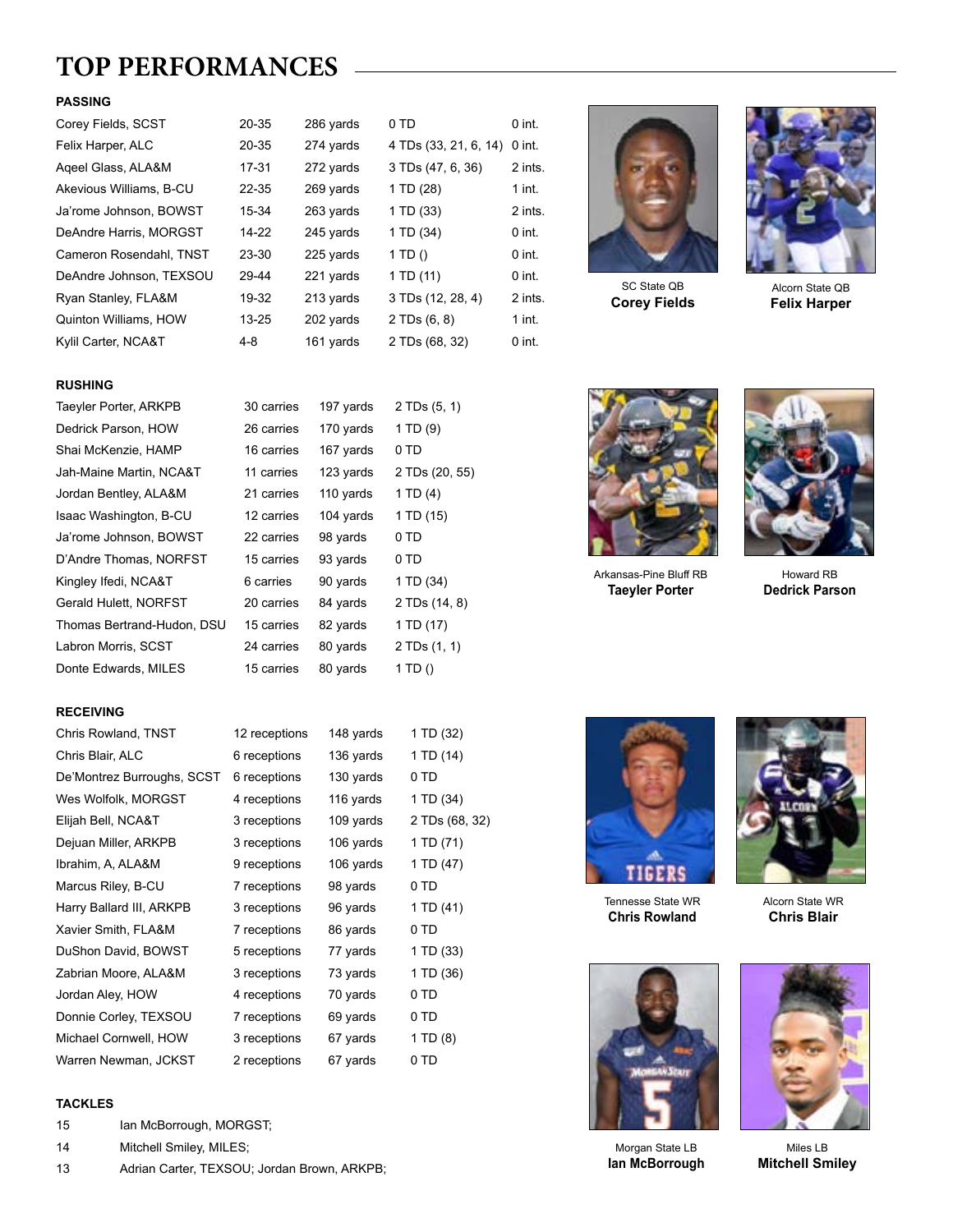# TOP PERFORMANCES

### PASSING

| Player | Comp-Att | Yards | TD | Int. |
|---|---|---|---|---|
| Corey Fields, SCST | 20-35 | 286 yards | 0 TD | 0 int. |
| Felix Harper, ALC | 20-35 | 274 yards | 4 TDs (33, 21, 6, 14) | 0 int. |
| Aqeel Glass, ALA&M | 17-31 | 272 yards | 3 TDs (47, 6, 36) | 2 ints. |
| Akevious Williams, B-CU | 22-35 | 269 yards | 1 TD (28) | 1 int. |
| Ja'rome Johnson, BOWST | 15-34 | 263 yards | 1 TD (33) | 2 ints. |
| DeAndre Harris, MORGST | 14-22 | 245 yards | 1 TD (34) | 0 int. |
| Cameron Rosendahl, TNST | 23-30 | 225 yards | 1 TD () | 0 int. |
| DeAndre Johnson, TEXSOU | 29-44 | 221 yards | 1 TD (11) | 0 int. |
| Ryan Stanley, FLA&M | 19-32 | 213 yards | 3 TDs (12, 28, 4) | 2 ints. |
| Quinton Williams, HOW | 13-25 | 202 yards | 2 TDs (6, 8) | 1 int. |
| Kylil Carter, NCA&T | 4-8 | 161 yards | 2 TDs (68, 32) | 0 int. |

SC State QB
**Corey Fields**

Alcorn State QB
**Felix Harper**

### RUSHING

| Player | Carries | Yards | TD |
|---|---|---|---|
| Taeyler Porter, ARKPB | 30 carries | 197 yards | 2 TDs (5, 1) |
| Dedrick Parson, HOW | 26 carries | 170 yards | 1 TD (9) |
| Shai McKenzie, HAMP | 16 carries | 167 yards | 0 TD |
| Jah-Maine Martin, NCA&T | 11 carries | 123 yards | 2 TDs (20, 55) |
| Jordan Bentley, ALA&M | 21 carries | 110 yards | 1 TD (4) |
| Isaac Washington, B-CU | 12 carries | 104 yards | 1 TD (15) |
| Ja'rome Johnson, BOWST | 22 carries | 98 yards | 0 TD |
| D'Andre Thomas, NORFST | 15 carries | 93 yards | 0 TD |
| Kingley Ifedi, NCA&T | 6 carries | 90 yards | 1 TD (34) |
| Gerald Hulett, NORFST | 20 carries | 84 yards | 2 TDs (14, 8) |
| Thomas Bertrand-Hudon, DSU | 15 carries | 82 yards | 1 TD (17) |
| Labron Morris, SCST | 24 carries | 80 yards | 2 TDs (1, 1) |
| Donte Edwards, MILES | 15 carries | 80 yards | 1 TD () |

Arkansas-Pine Bluff RB
**Taeyler Porter**

Howard RB
**Dedrick Parson**

### RECEIVING

| Player | Receptions | Yards | TD |
|---|---|---|---|
| Chris Rowland, TNST | 12 receptions | 148 yards | 1 TD (32) |
| Chris Blair, ALC | 6 receptions | 136 yards | 1 TD (14) |
| De'Montrez Burroughs, SCST | 6 receptions | 130 yards | 0 TD |
| Wes Wolfolk, MORGST | 4 receptions | 116 yards | 1 TD (34) |
| Elijah Bell, NCA&T | 3 receptions | 109 yards | 2 TDs (68, 32) |
| Dejuan Miller, ARKPB | 3 receptions | 106 yards | 1 TD (71) |
| Ibrahim, A, ALA&M | 9 receptions | 106 yards | 1 TD (47) |
| Marcus Riley, B-CU | 7 receptions | 98 yards | 0 TD |
| Harry Ballard III, ARKPB | 3 receptions | 96 yards | 1 TD (41) |
| Xavier Smith, FLA&M | 7 receptions | 86 yards | 0 TD |
| DuShon David, BOWST | 5 receptions | 77 yards | 1 TD (33) |
| Zabrian Moore, ALA&M | 3 receptions | 73 yards | 1 TD (36) |
| Jordan Aley, HOW | 4 receptions | 70 yards | 0 TD |
| Donnie Corley, TEXSOU | 7 receptions | 69 yards | 0 TD |
| Michael Cornwell, HOW | 3 receptions | 67 yards | 1 TD (8) |
| Warren Newman, JCKST | 2 receptions | 67 yards | 0 TD |

Tennesse State WR
**Chris Rowland**

Alcorn State WR
**Chris Blair**

### TACKLES

| Tackles | Player(s) |
|---|---|
| 15 | Ian McBorrough, MORGST; |
| 14 | Mitchell Smiley, MILES; |
| 13 | Adrian Carter, TEXSOU; Jordan Brown, ARKPB; |

Morgan State LB
**Ian McBorrough**

Miles LB
**Mitchell Smiley**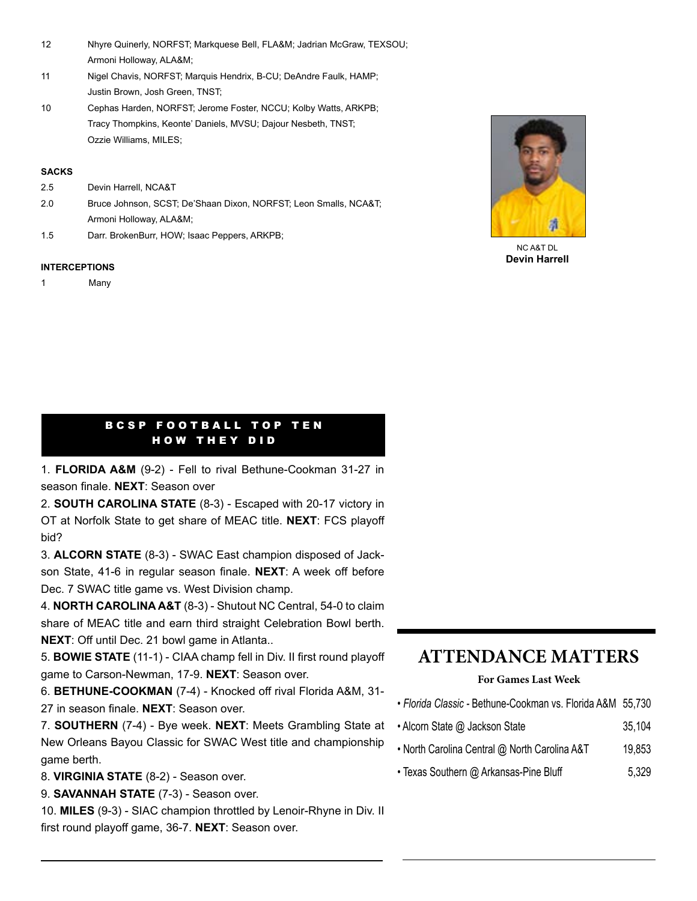| | |
|---|---|
| 12 | Nhyre Quinerly, NORFST; Markquese Bell, FLA&M; Jadrian McGraw, TEXSOU; Armoni Holloway, ALA&M; |
| 11 | Nigel Chavis, NORFST; Marquis Hendrix, B-CU; DeAndre Faulk, HAMP; Justin Brown, Josh Green, TNST; |
| 10 | Cephas Harden, NORFST; Jerome Foster, NCCU; Kolby Watts, ARKPB; Tracy Thompkins, Keonte' Daniels, MVSU; Dajour Nesbeth, TNST; Ozzie Williams, MILES; |

**SACKS**

| | |
|---|---|
| 2.5 | Devin Harrell, NCA&T |
| 2.0 | Bruce Johnson, SCST; De'Shaan Dixon, NORFST; Leon Smalls, NCA&T; Armoni Holloway, ALA&M; |
| 1.5 | Darr. BrokenBurr, HOW; Isaac Peppers, ARKPB; |

**INTERCEPTIONS**

| | |
|---|---|
| 1 | Many |

NC A&T DL
**Devin Harrell**

## BCSP FOOTBALL TOP TEN HOW THEY DID

1. **FLORIDA A&M** (9-2) - Fell to rival Bethune-Cookman 31-27 in season finale. **NEXT**: Season over

2. **SOUTH CAROLINA STATE** (8-3) - Escaped with 20-17 victory in OT at Norfolk State to get share of MEAC title. **NEXT**: FCS playoff bid?

3. **ALCORN STATE** (8-3) - SWAC East champion disposed of Jackson State, 41-6 in regular season finale. **NEXT**: A week off before Dec. 7 SWAC title game vs. West Division champ.

4. **NORTH CAROLINA A&T** (8-3) - Shutout NC Central, 54-0 to claim share of MEAC title and earn third straight Celebration Bowl berth. **NEXT**: Off until Dec. 21 bowl game in Atlanta..

5. **BOWIE STATE** (11-1) - CIAA champ fell in Div. II first round playoff game to Carson-Newman, 17-9. **NEXT**: Season over.

6. **BETHUNE-COOKMAN** (7-4) - Knocked off rival Florida A&M, 31-27 in season finale. **NEXT**: Season over.

7. **SOUTHERN** (7-4) - Bye week. **NEXT**: Meets Grambling State at New Orleans Bayou Classic for SWAC West title and championship game berth.

8. **VIRGINIA STATE** (8-2) - Season over.

9. **SAVANNAH STATE** (7-3) - Season over.

10. **MILES** (9-3) - SIAC champion throttled by Lenoir-Rhyne in Div. II first round playoff game, 36-7. **NEXT**: Season over.

## ATTENDANCE MATTERS

**For Games Last Week**

| | |
|---|---|
| • *Florida Classic* - Bethune-Cookman vs. Florida A&M | 55,730 |
| • Alcorn State @ Jackson State | 35,104 |
| • North Carolina Central @ North Carolina A&T | 19,853 |
| • Texas Southern @ Arkansas-Pine Bluff | 5,329 |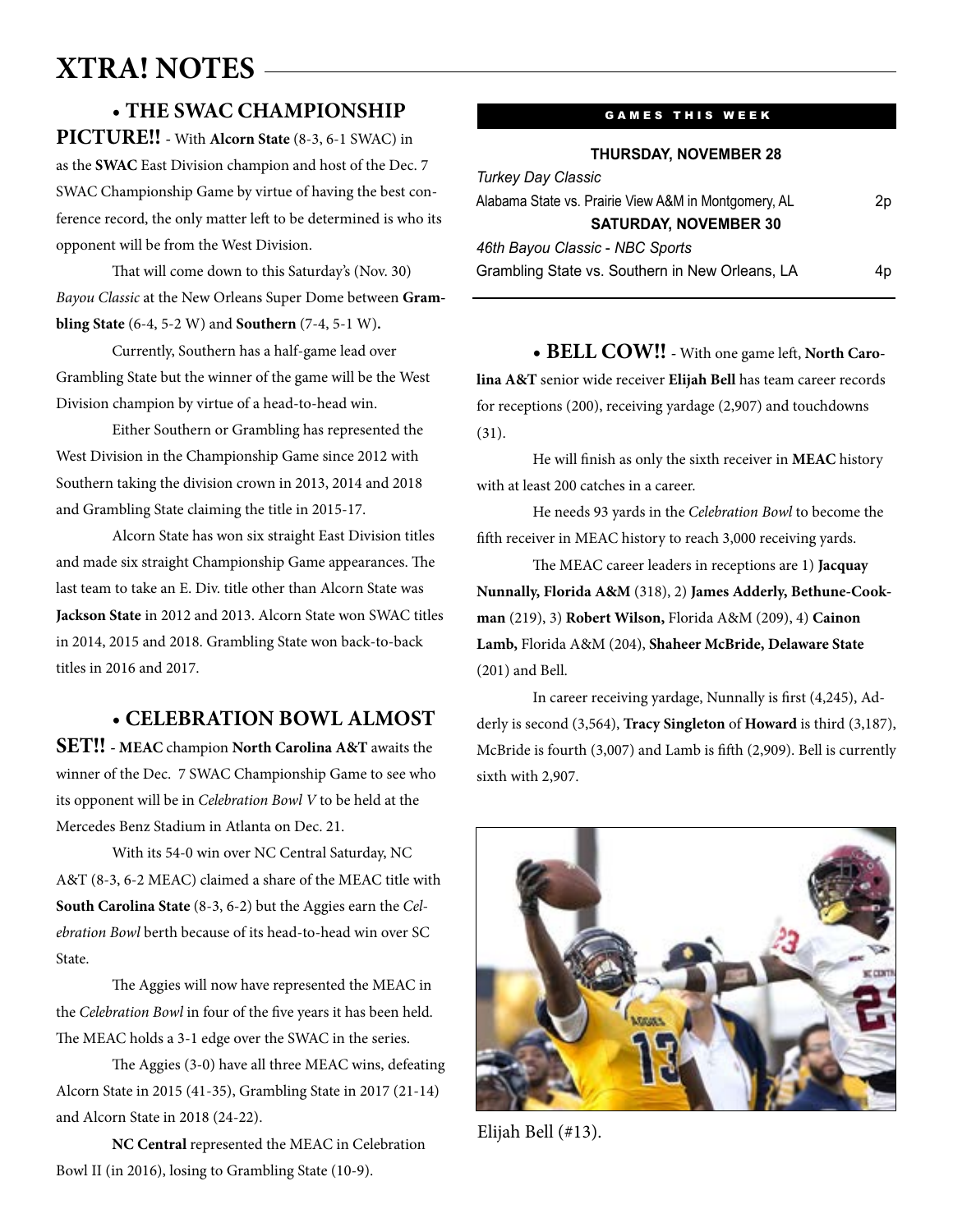# XTRA! NOTES

**• THE SWAC CHAMPIONSHIP PICTURE!!** - With **Alcorn State** (8-3, 6-1 SWAC) in as the **SWAC** East Division champion and host of the Dec. 7 SWAC Championship Game by virtue of having the best conference record, the only matter left to be determined is who its opponent will be from the West Division.

That will come down to this Saturday's (Nov. 30) *Bayou Classic* at the New Orleans Super Dome between **Grambling State** (6-4, 5-2 W) and **Southern** (7-4, 5-1 W)**.**

Currently, Southern has a half-game lead over Grambling State but the winner of the game will be the West Division champion by virtue of a head-to-head win.

Either Southern or Grambling has represented the West Division in the Championship Game since 2012 with Southern taking the division crown in 2013, 2014 and 2018 and Grambling State claiming the title in 2015-17.

Alcorn State has won six straight East Division titles and made six straight Championship Game appearances. The last team to take an E. Div. title other than Alcorn State was **Jackson State** in 2012 and 2013. Alcorn State won SWAC titles in 2014, 2015 and 2018. Grambling State won back-to-back titles in 2016 and 2017.

**• CELEBRATION BOWL ALMOST SET!!** - **MEAC** champion **North Carolina A&T** awaits the winner of the Dec. 7 SWAC Championship Game to see who its opponent will be in *Celebration Bowl V* to be held at the Mercedes Benz Stadium in Atlanta on Dec. 21.

With its 54-0 win over NC Central Saturday, NC A&T (8-3, 6-2 MEAC) claimed a share of the MEAC title with **South Carolina State** (8-3, 6-2) but the Aggies earn the *Celebration Bowl* berth because of its head-to-head win over SC State.

The Aggies will now have represented the MEAC in the *Celebration Bowl* in four of the five years it has been held. The MEAC holds a 3-1 edge over the SWAC in the series.

The Aggies (3-0) have all three MEAC wins, defeating Alcorn State in 2015 (41-35), Grambling State in 2017 (21-14) and Alcorn State in 2018 (24-22).

**NC Central** represented the MEAC in Celebration Bowl II (in 2016), losing to Grambling State (10-9).

## GAMES THIS WEEK

**THURSDAY, NOVEMBER 28**

*Turkey Day Classic*
Alabama State vs. Prairie View A&M in Montgomery, AL — 2p

**SATURDAY, NOVEMBER 30**

*46th Bayou Classic - NBC Sports*
Grambling State vs. Southern in New Orleans, LA — 4p

**• BELL COW!!** - With one game left, **North Carolina A&T** senior wide receiver **Elijah Bell** has team career records for receptions (200), receiving yardage (2,907) and touchdowns (31).

He will finish as only the sixth receiver in **MEAC** history with at least 200 catches in a career.

He needs 93 yards in the *Celebration Bowl* to become the fifth receiver in MEAC history to reach 3,000 receiving yards.

The MEAC career leaders in receptions are 1) **Jacquay Nunnally, Florida A&M** (318), 2) **James Adderly, Bethune-Cookman** (219), 3) **Robert Wilson,** Florida A&M (209), 4) **Cainon Lamb,** Florida A&M (204), **Shaheer McBride, Delaware State** (201) and Bell.

In career receiving yardage, Nunnally is first (4,245), Adderly is second (3,564), **Tracy Singleton** of **Howard** is third (3,187), McBride is fourth (3,007) and Lamb is fifth (2,909). Bell is currently sixth with 2,907.

Elijah Bell (#13).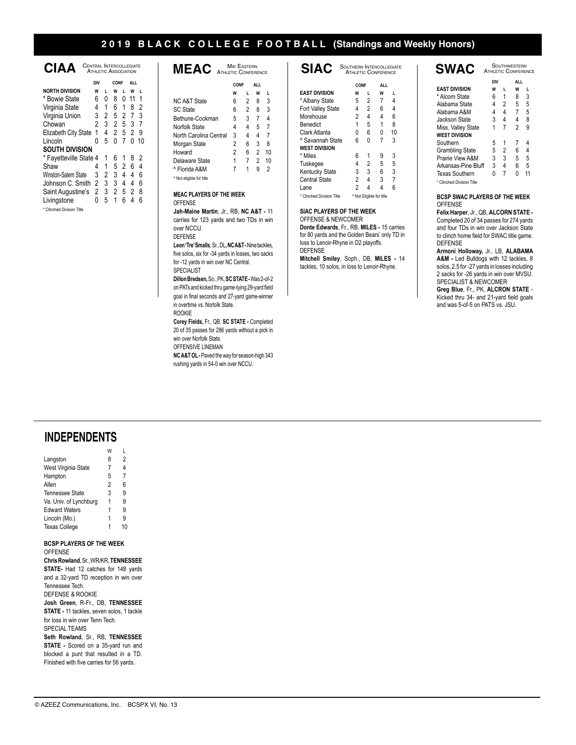# 2019 BLACK COLLEGE FOOTBALL (Standings and Weekly Honors)

## CIAA — Central Intercollegiate Athletic Association

| | DIV W | DIV L | CONF W | CONF L | ALL W | ALL L |
|---|---|---|---|---|---|---|
| **NORTH DIVISION** | | | | | | |
| * Bowie State | 6 | 0 | 8 | 0 | 11 | 1 |
| Virginia State | 4 | 1 | 6 | 1 | 8 | 2 |
| Virginia Union | 3 | 2 | 5 | 2 | 7 | 3 |
| Chowan | 2 | 3 | 2 | 5 | 3 | 7 |
| Elizabeth City State | 1 | 4 | 2 | 5 | 2 | 9 |
| Lincoln | 0 | 5 | 0 | 7 | 0 | 10 |
| **SOUTH DIVISION** | | | | | | |
| * Fayetteville State | 4 | 1 | 6 | 1 | 8 | 2 |
| Shaw | 4 | 1 | 5 | 2 | 6 | 4 |
| Winston-Salem State | 3 | 2 | 3 | 4 | 4 | 6 |
| Johnson C. Smith | 2 | 3 | 3 | 4 | 4 | 6 |
| Saint Augustine's | 2 | 3 | 2 | 5 | 2 | 8 |
| Livingstone | 0 | 5 | 1 | 6 | 4 | 6 |

\* Clinched Division Title

## MEAC — Mid Eastern Athletic Conference

| | CONF W | CONF L | ALL W | ALL L |
|---|---|---|---|---|
| NC A&T State | 6 | 2 | 8 | 3 |
| SC State | 6 | 2 | 8 | 3 |
| Bethune-Cookman | 5 | 3 | 7 | 4 |
| Norfolk State | 4 | 4 | 5 | 7 |
| North Carolina Central | 3 | 4 | 4 | 7 |
| Morgan State | 2 | 6 | 3 | 8 |
| Howard | 2 | 6 | 2 | 10 |
| Delaware State | 1 | 7 | 2 | 10 |
| ^ Florida A&M | 7 | 1 | 9 | 2 |

^ Not eligible for title

**MEAC PLAYERS OF THE WEEK**

OFFENSE

**Jah-Maine Martin**, Jr., RB, **NC A&T -** 11 carries for 123 yards and two TDs in win over NCCU.

DEFENSE

**Leon 'Tre' Smalls**, Sr., DL, **NC A&T -** Nine tackles, five solos, six for -34 yards in losses, two sacks for -12 yards in win over NC Central.

SPECIALIST

**Dillon Bredsen,** So., PK, **SC STATE -** Was 2-of-2 on PATs and kicked thru game-tying 29-yard field goal in final seconds and 27-yard game-winner in overtime vs. Nortolk State.

ROOKIE

**Corey Fields,** Fr., QB, **SC STATE -** Completed 20 of 35 passes for 286 yards without a pick in win over Norfolk State.

OFFENSIVE LINEMAN

**NC A&T OL -** Paved the way for season-high 343 rushing yards in 54-0 win over NCCU.

## SIAC — Southern Intercollegiate Athletic Conference

| | CONF W | CONF L | ALL W | ALL L |
|---|---|---|---|---|
| **EAST DIVISION** | | | | |
| * Albany State | 5 | 2 | 7 | 4 |
| Fort Valley State | 4 | 2 | 6 | 4 |
| Morehouse | 2 | 4 | 4 | 6 |
| Benedict | 1 | 5 | 1 | 8 |
| Clark Atlanta | 0 | 6 | 0 | 10 |
| ^ Savannah State | 6 | 0 | 7 | 3 |
| **WEST DIVISION** | | | | |
| * Miles | 6 | 1 | 9 | 3 |
| Tuskegee | 4 | 2 | 5 | 5 |
| Kentucky State | 3 | 3 | 6 | 3 |
| Central State | 2 | 4 | 3 | 7 |
| Lane | 2 | 4 | 4 | 6 |

\* Clinched Division Title ^ Not Eligible for title

**SIAC PLAYERS OF THE WEEK**

OFFENSE & NEWCOMER

**Donte Edwards**, Fr., RB, **MILES -** 15 carries for 80 yards and the Golden Bears' only TD in loss to Lenoir-Rhyne in D2 playoffs.

DEFENSE

**Mitchell Smiley**, Soph., DB, **MILES -** 14 tackles, 10 solos, in loss to Lenoir-Rhyne.

## SWAC — Southwestern Athletic Conference

| | DIV W | DIV L | ALL W | ALL L |
|---|---|---|---|---|
| **EAST DIVISION** | | | | |
| * Alcorn State | 6 | 1 | 8 | 3 |
| Alabama State | 4 | 2 | 5 | 5 |
| Alabama A&M | 4 | 4 | 7 | 5 |
| Jackson State | 3 | 4 | 4 | 8 |
| Miss. Valley State | 1 | 7 | 2 | 9 |
| **WEST DIVISION** | | | | |
| Southern | 5 | 1 | 7 | 4 |
| Grambling State | 5 | 2 | 6 | 4 |
| Prairie View A&M | 3 | 3 | 5 | 5 |
| Arkansas-Pine Bluff | 3 | 4 | 6 | 5 |
| Texas Southern | 0 | 7 | 0 | 11 |

\* Clinched Division Title

**BCSP SWAC PLAYERS OF THE WEEK**

OFFENSE

**Felix Harper**, Jr., QB, **ALCORN STATE -** Completed 20 of 34 passes for 274 yards and four TDs in win over Jackson State to clinch home field for SWAC title game.

DEFENSE

**Armoni Holloway,** Jr., LB, **ALABAMA A&M -** Led Bulldogs with 12 tackles, 8 solos, 2.5 for -27 yards in losses including 2 sacks for -26 yards in win over MVSU.

SPECIALIST & NEWCOMER

**Greg Blue**, Fr., PK, **ALCRON STATE** - Kicked thru 34- and 21-yard field goals and was 5-of-5 on PATS vs. JSU.

## INDEPENDENTS

| | W | L |
|---|---|---|
| Langston | 8 | 2 |
| West Virginia State | 7 | 4 |
| Hampton | 5 | 7 |
| Allen | 2 | 6 |
| Tennessee State | 3 | 9 |
| Va. Univ. of Lynchburg | 1 | 9 |
| Edward Waters | 1 | 9 |
| Lincoln (Mo.) | 1 | 9 |
| Texas College | 1 | 10 |

**BCSP PLAYERS OF THE WEEK**

OFFENSE

**Chris Rowland**, Sr., WR/KR, **TENNESSEE STATE-** Had 12 catches for 148 yards and a 32-yard TD reception in win over Tennessee Tech.

DEFENSE & ROOKIE

**Josh Green**, R-Fr., DB, **TENNESSEE STATE -** 11 tackles, seven solos, 1 tackle for loss in win over Tenn Tech.

SPECIAL TEAMS

**Seth Rowland**, Sr., RB, **TENNESSEE STATE -** Scored on a 35-yard run and blocked a punt that resulted in a TD. FInished with five carries for 56 yards.

© AZEEZ Communications, Inc. BCSPX VI, No. 13